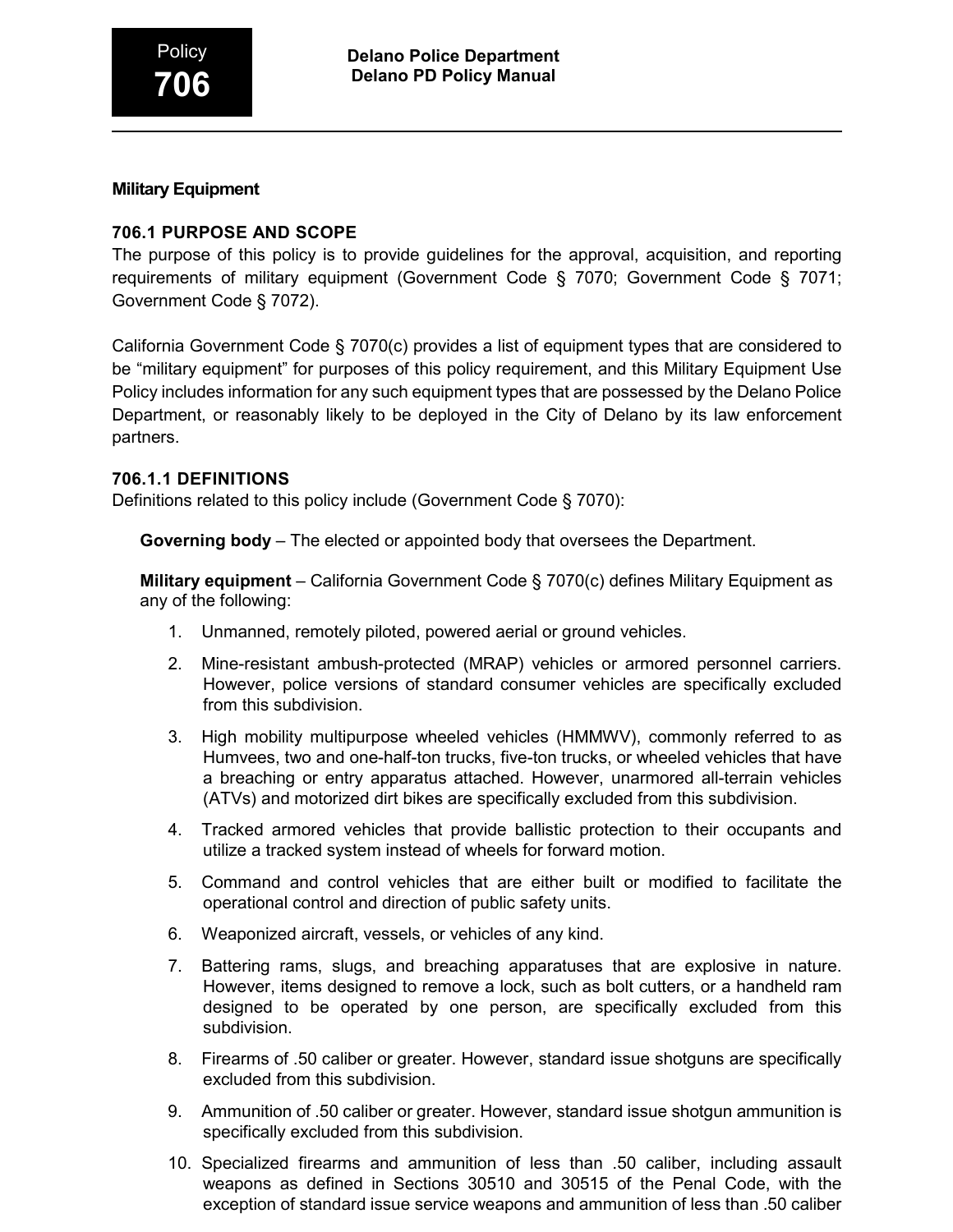# Military Equipment

## 706.1 PURPOSE AND SCOPE

The purpose of this policy is to provide guidelines for the approval, acquisition, and reporting requirements of military equipment (Government Code § 7070; Government Code § 7071; Government Code § 7072).

California Government Code § 7070(c) provides a list of equipment types that are considered to be "military equipment" for purposes of this policy requirement, and this Military Equipment Use Policy includes information for any such equipment types that are possessed by the Delano Police Department, or reasonably likely to be deployed in the City of Delano by its law enforcement partners.

### 706.1.1 DEFINITIONS

Definitions related to this policy include (Government Code § 7070):

**Governing body** – The elected or appointed body that oversees the Department.

**Military equipment** – California Government Code § 7070(c) defines Military Equipment as any of the following:

1. Unmanned, remotely piloted, powered aerial or ground vehicles.
2. Mine-resistant ambush-protected (MRAP) vehicles or armored personnel carriers. However, police versions of standard consumer vehicles are specifically excluded from this subdivision.
3. High mobility multipurpose wheeled vehicles (HMMWV), commonly referred to as Humvees, two and one-half-ton trucks, five-ton trucks, or wheeled vehicles that have a breaching or entry apparatus attached. However, unarmored all-terrain vehicles (ATVs) and motorized dirt bikes are specifically excluded from this subdivision.
4. Tracked armored vehicles that provide ballistic protection to their occupants and utilize a tracked system instead of wheels for forward motion.
5. Command and control vehicles that are either built or modified to facilitate the operational control and direction of public safety units.
6. Weaponized aircraft, vessels, or vehicles of any kind.
7. Battering rams, slugs, and breaching apparatuses that are explosive in nature. However, items designed to remove a lock, such as bolt cutters, or a handheld ram designed to be operated by one person, are specifically excluded from this subdivision.
8. Firearms of .50 caliber or greater. However, standard issue shotguns are specifically excluded from this subdivision.
9. Ammunition of .50 caliber or greater. However, standard issue shotgun ammunition is specifically excluded from this subdivision.
10. Specialized firearms and ammunition of less than .50 caliber, including assault weapons as defined in Sections 30510 and 30515 of the Penal Code, with the exception of standard issue service weapons and ammunition of less than .50 caliber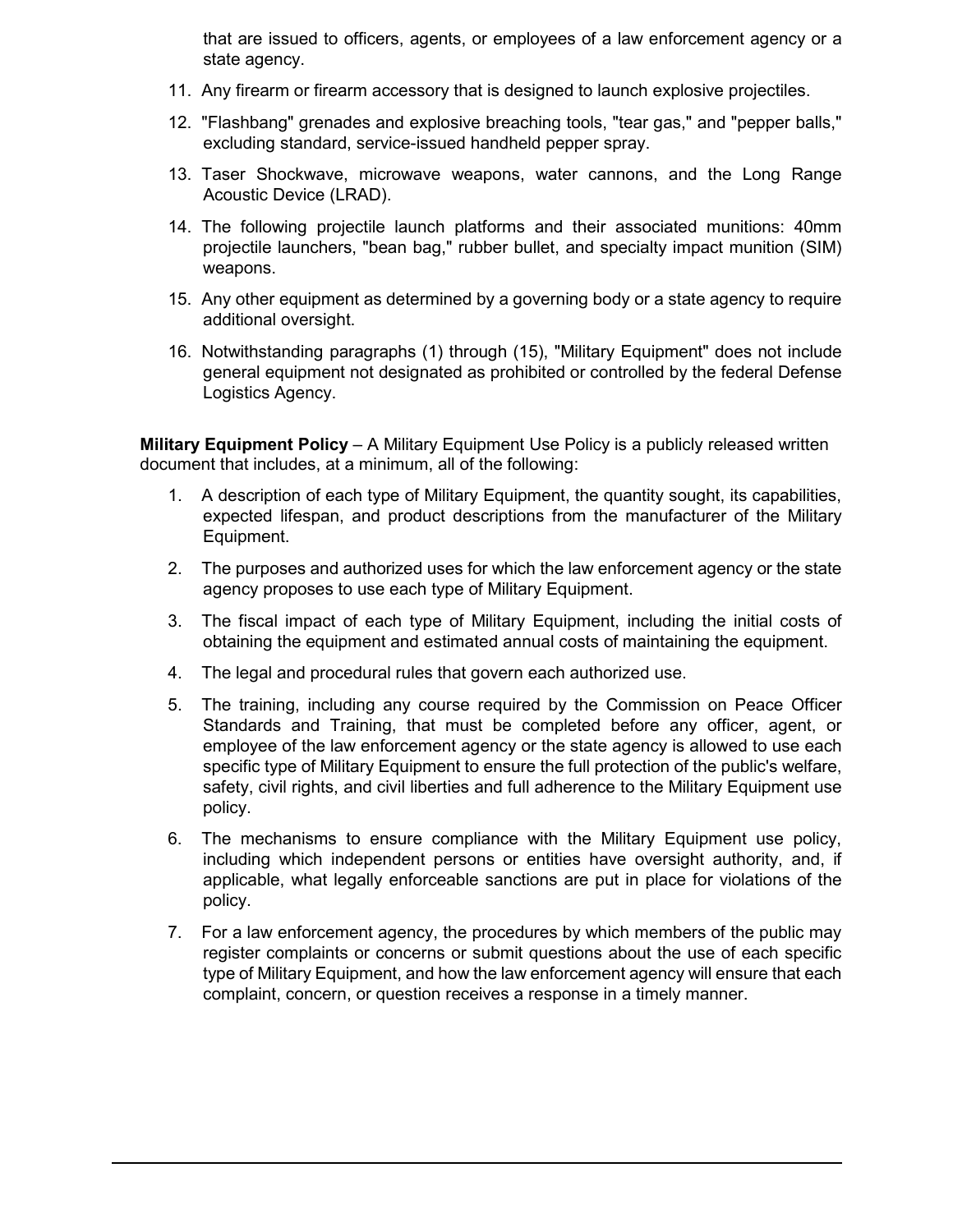that are issued to officers, agents, or employees of a law enforcement agency or a state agency.

11. Any firearm or firearm accessory that is designed to launch explosive projectiles.
12. "Flashbang" grenades and explosive breaching tools, "tear gas," and "pepper balls," excluding standard, service-issued handheld pepper spray.
13. Taser Shockwave, microwave weapons, water cannons, and the Long Range Acoustic Device (LRAD).
14. The following projectile launch platforms and their associated munitions: 40mm projectile launchers, "bean bag," rubber bullet, and specialty impact munition (SIM) weapons.
15. Any other equipment as determined by a governing body or a state agency to require additional oversight.
16. Notwithstanding paragraphs (1) through (15), "Military Equipment" does not include general equipment not designated as prohibited or controlled by the federal Defense Logistics Agency.

**Military Equipment Policy** – A Military Equipment Use Policy is a publicly released written document that includes, at a minimum, all of the following:

1. A description of each type of Military Equipment, the quantity sought, its capabilities, expected lifespan, and product descriptions from the manufacturer of the Military Equipment.
2. The purposes and authorized uses for which the law enforcement agency or the state agency proposes to use each type of Military Equipment.
3. The fiscal impact of each type of Military Equipment, including the initial costs of obtaining the equipment and estimated annual costs of maintaining the equipment.
4. The legal and procedural rules that govern each authorized use.
5. The training, including any course required by the Commission on Peace Officer Standards and Training, that must be completed before any officer, agent, or employee of the law enforcement agency or the state agency is allowed to use each specific type of Military Equipment to ensure the full protection of the public's welfare, safety, civil rights, and civil liberties and full adherence to the Military Equipment use policy.
6. The mechanisms to ensure compliance with the Military Equipment use policy, including which independent persons or entities have oversight authority, and, if applicable, what legally enforceable sanctions are put in place for violations of the policy.
7. For a law enforcement agency, the procedures by which members of the public may register complaints or concerns or submit questions about the use of each specific type of Military Equipment, and how the law enforcement agency will ensure that each complaint, concern, or question receives a response in a timely manner.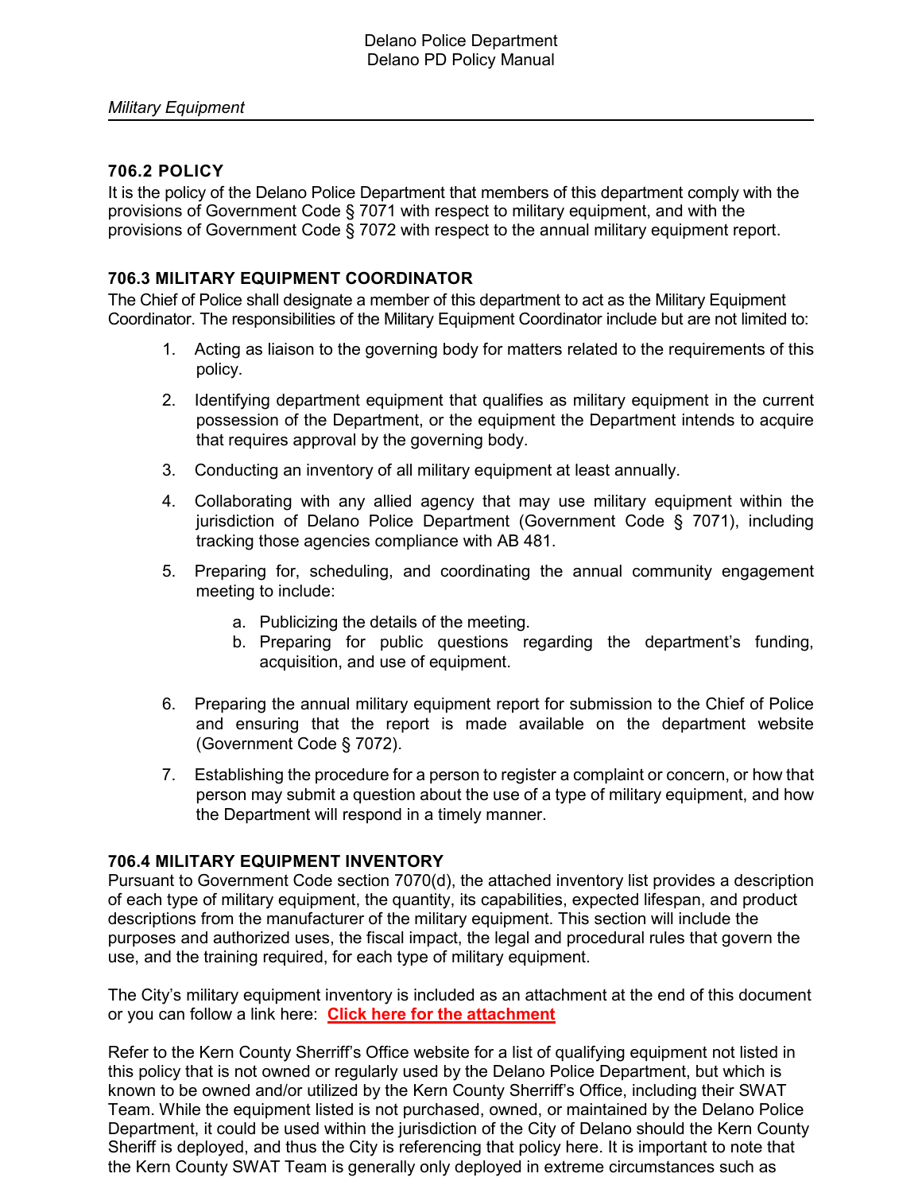### 706.2 POLICY

It is the policy of the Delano Police Department that members of this department comply with the provisions of Government Code § 7071 with respect to military equipment, and with the provisions of Government Code § 7072 with respect to the annual military equipment report.

### 706.3 MILITARY EQUIPMENT COORDINATOR

The Chief of Police shall designate a member of this department to act as the Military Equipment Coordinator. The responsibilities of the Military Equipment Coordinator include but are not limited to:

1. Acting as liaison to the governing body for matters related to the requirements of this policy.
2. Identifying department equipment that qualifies as military equipment in the current possession of the Department, or the equipment the Department intends to acquire that requires approval by the governing body.
3. Conducting an inventory of all military equipment at least annually.
4. Collaborating with any allied agency that may use military equipment within the jurisdiction of Delano Police Department (Government Code § 7071), including tracking those agencies compliance with AB 481.
5. Preparing for, scheduling, and coordinating the annual community engagement meeting to include:
    a. Publicizing the details of the meeting.
    b. Preparing for public questions regarding the department's funding, acquisition, and use of equipment.
6. Preparing the annual military equipment report for submission to the Chief of Police and ensuring that the report is made available on the department website (Government Code § 7072).
7. Establishing the procedure for a person to register a complaint or concern, or how that person may submit a question about the use of a type of military equipment, and how the Department will respond in a timely manner.

### 706.4 MILITARY EQUIPMENT INVENTORY

Pursuant to Government Code section 7070(d), the attached inventory list provides a description of each type of military equipment, the quantity, its capabilities, expected lifespan, and product descriptions from the manufacturer of the military equipment. This section will include the purposes and authorized uses, the fiscal impact, the legal and procedural rules that govern the use, and the training required, for each type of military equipment.

The City's military equipment inventory is included as an attachment at the end of this document or you can follow a link here: **Click here for the attachment**

Refer to the Kern County Sherriff's Office website for a list of qualifying equipment not listed in this policy that is not owned or regularly used by the Delano Police Department, but which is known to be owned and/or utilized by the Kern County Sherriff's Office, including their SWAT Team. While the equipment listed is not purchased, owned, or maintained by the Delano Police Department, it could be used within the jurisdiction of the City of Delano should the Kern County Sheriff is deployed, and thus the City is referencing that policy here. It is important to note that the Kern County SWAT Team is generally only deployed in extreme circumstances such as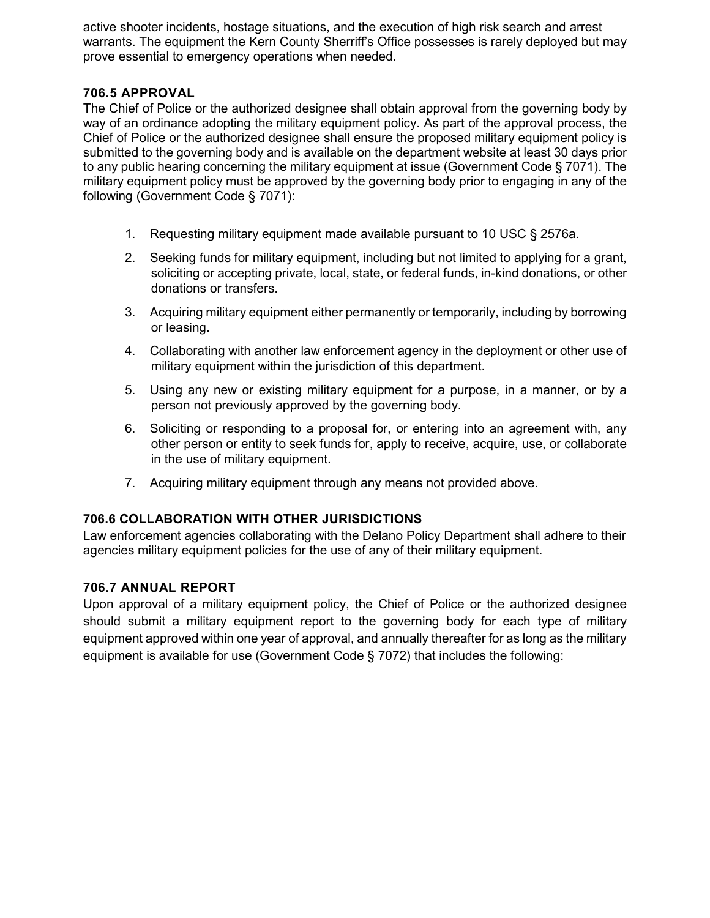active shooter incidents, hostage situations, and the execution of high risk search and arrest warrants. The equipment the Kern County Sherriff's Office possesses is rarely deployed but may prove essential to emergency operations when needed.

### 706.5 APPROVAL

The Chief of Police or the authorized designee shall obtain approval from the governing body by way of an ordinance adopting the military equipment policy. As part of the approval process, the Chief of Police or the authorized designee shall ensure the proposed military equipment policy is submitted to the governing body and is available on the department website at least 30 days prior to any public hearing concerning the military equipment at issue (Government Code § 7071). The military equipment policy must be approved by the governing body prior to engaging in any of the following (Government Code § 7071):

1. Requesting military equipment made available pursuant to 10 USC § 2576a.
2. Seeking funds for military equipment, including but not limited to applying for a grant, soliciting or accepting private, local, state, or federal funds, in-kind donations, or other donations or transfers.
3. Acquiring military equipment either permanently or temporarily, including by borrowing or leasing.
4. Collaborating with another law enforcement agency in the deployment or other use of military equipment within the jurisdiction of this department.
5. Using any new or existing military equipment for a purpose, in a manner, or by a person not previously approved by the governing body.
6. Soliciting or responding to a proposal for, or entering into an agreement with, any other person or entity to seek funds for, apply to receive, acquire, use, or collaborate in the use of military equipment.
7. Acquiring military equipment through any means not provided above.

### 706.6 COLLABORATION WITH OTHER JURISDICTIONS

Law enforcement agencies collaborating with the Delano Policy Department shall adhere to their agencies military equipment policies for the use of any of their military equipment.

### 706.7 ANNUAL REPORT

Upon approval of a military equipment policy, the Chief of Police or the authorized designee should submit a military equipment report to the governing body for each type of military equipment approved within one year of approval, and annually thereafter for as long as the military equipment is available for use (Government Code § 7072) that includes the following: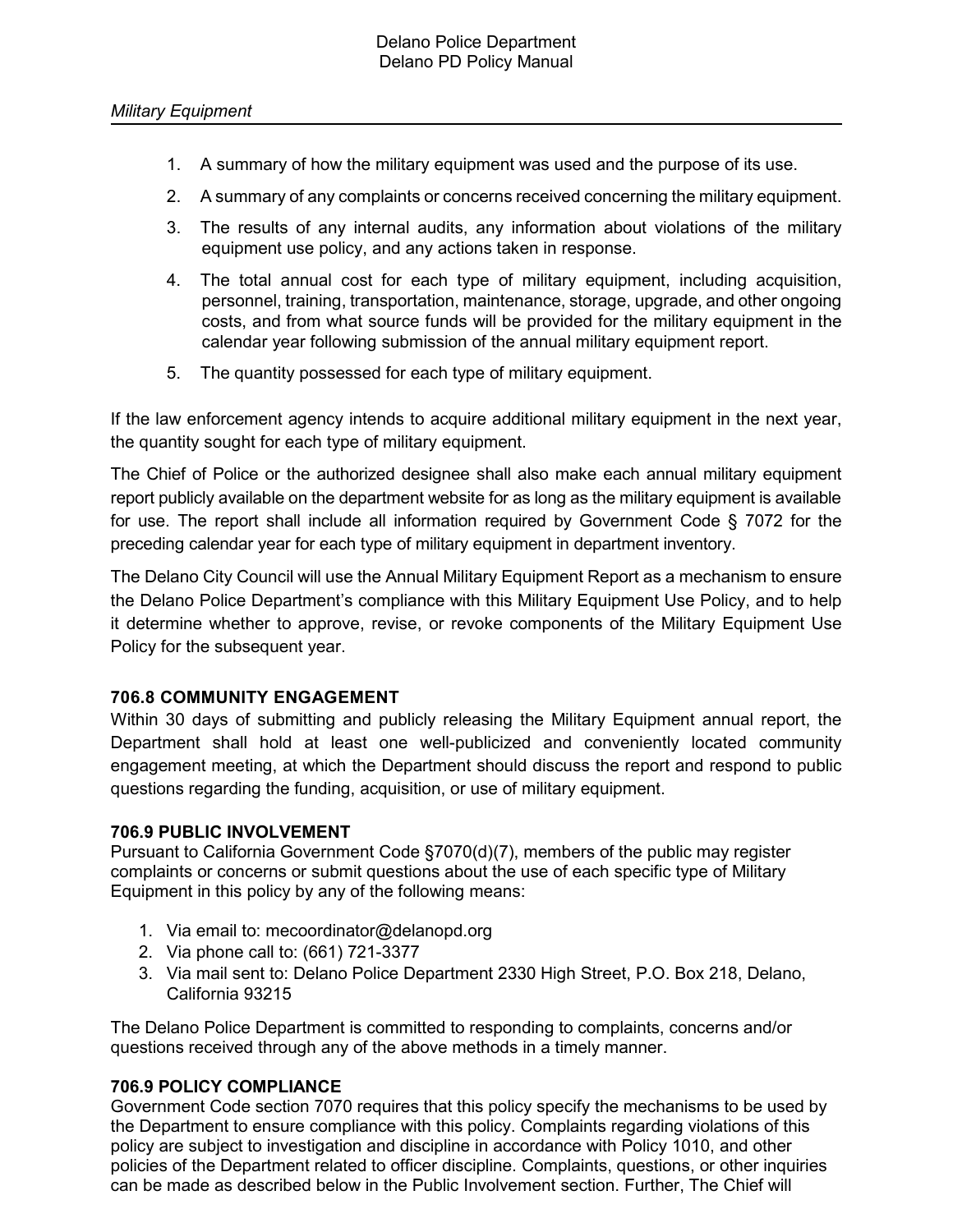1. A summary of how the military equipment was used and the purpose of its use.
2. A summary of any complaints or concerns received concerning the military equipment.
3. The results of any internal audits, any information about violations of the military equipment use policy, and any actions taken in response.
4. The total annual cost for each type of military equipment, including acquisition, personnel, training, transportation, maintenance, storage, upgrade, and other ongoing costs, and from what source funds will be provided for the military equipment in the calendar year following submission of the annual military equipment report.
5. The quantity possessed for each type of military equipment.

If the law enforcement agency intends to acquire additional military equipment in the next year, the quantity sought for each type of military equipment.

The Chief of Police or the authorized designee shall also make each annual military equipment report publicly available on the department website for as long as the military equipment is available for use. The report shall include all information required by Government Code § 7072 for the preceding calendar year for each type of military equipment in department inventory.

The Delano City Council will use the Annual Military Equipment Report as a mechanism to ensure the Delano Police Department's compliance with this Military Equipment Use Policy, and to help it determine whether to approve, revise, or revoke components of the Military Equipment Use Policy for the subsequent year.

### 706.8 COMMUNITY ENGAGEMENT

Within 30 days of submitting and publicly releasing the Military Equipment annual report, the Department shall hold at least one well-publicized and conveniently located community engagement meeting, at which the Department should discuss the report and respond to public questions regarding the funding, acquisition, or use of military equipment.

### 706.9 PUBLIC INVOLVEMENT

Pursuant to California Government Code §7070(d)(7), members of the public may register complaints or concerns or submit questions about the use of each specific type of Military Equipment in this policy by any of the following means:

1. Via email to: mecoordinator@delanopd.org
2. Via phone call to: (661) 721-3377
3. Via mail sent to: Delano Police Department 2330 High Street, P.O. Box 218, Delano, California 93215

The Delano Police Department is committed to responding to complaints, concerns and/or questions received through any of the above methods in a timely manner.

### 706.9 POLICY COMPLIANCE

Government Code section 7070 requires that this policy specify the mechanisms to be used by the Department to ensure compliance with this policy. Complaints regarding violations of this policy are subject to investigation and discipline in accordance with Policy 1010, and other policies of the Department related to officer discipline. Complaints, questions, or other inquiries can be made as described below in the Public Involvement section. Further, The Chief will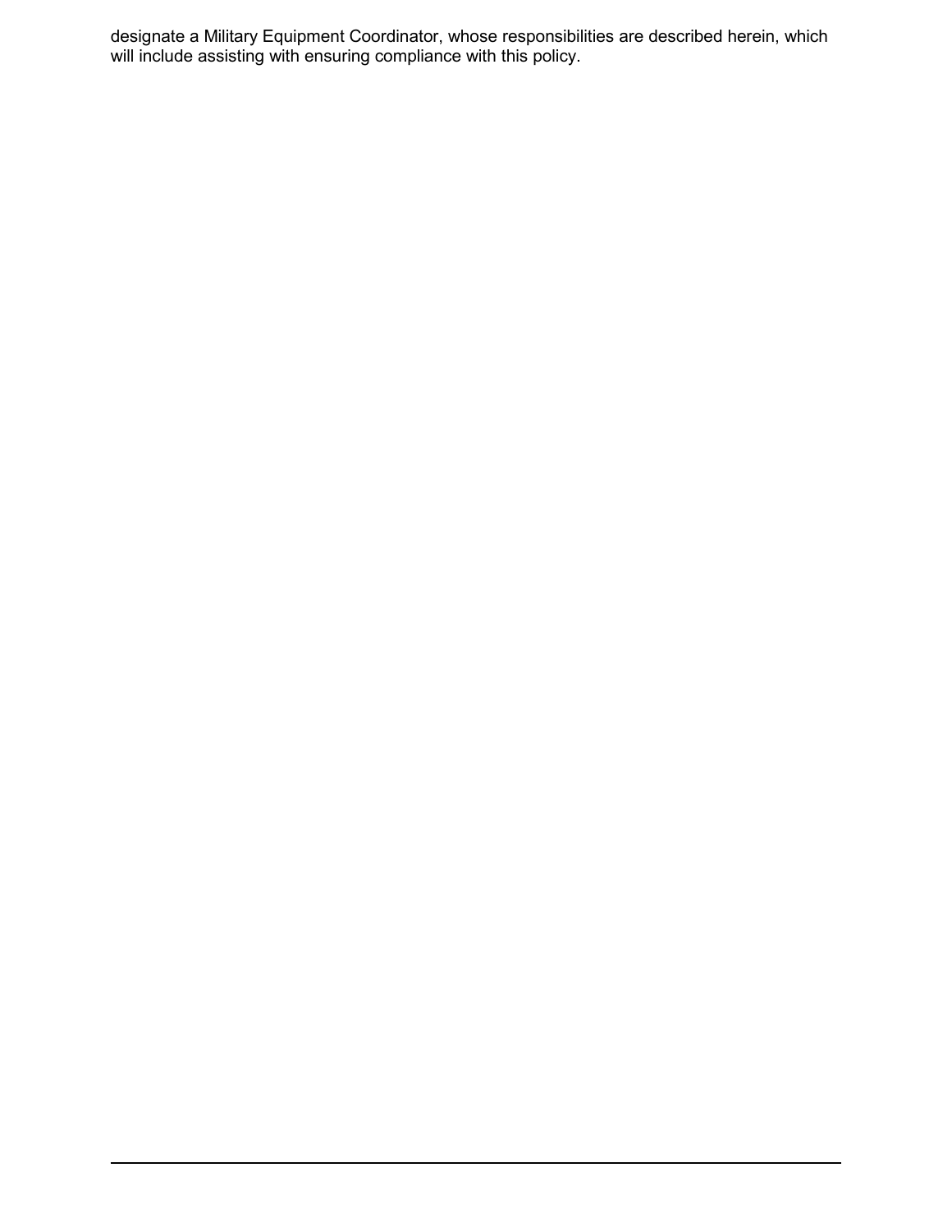designate a Military Equipment Coordinator, whose responsibilities are described herein, which will include assisting with ensuring compliance with this policy.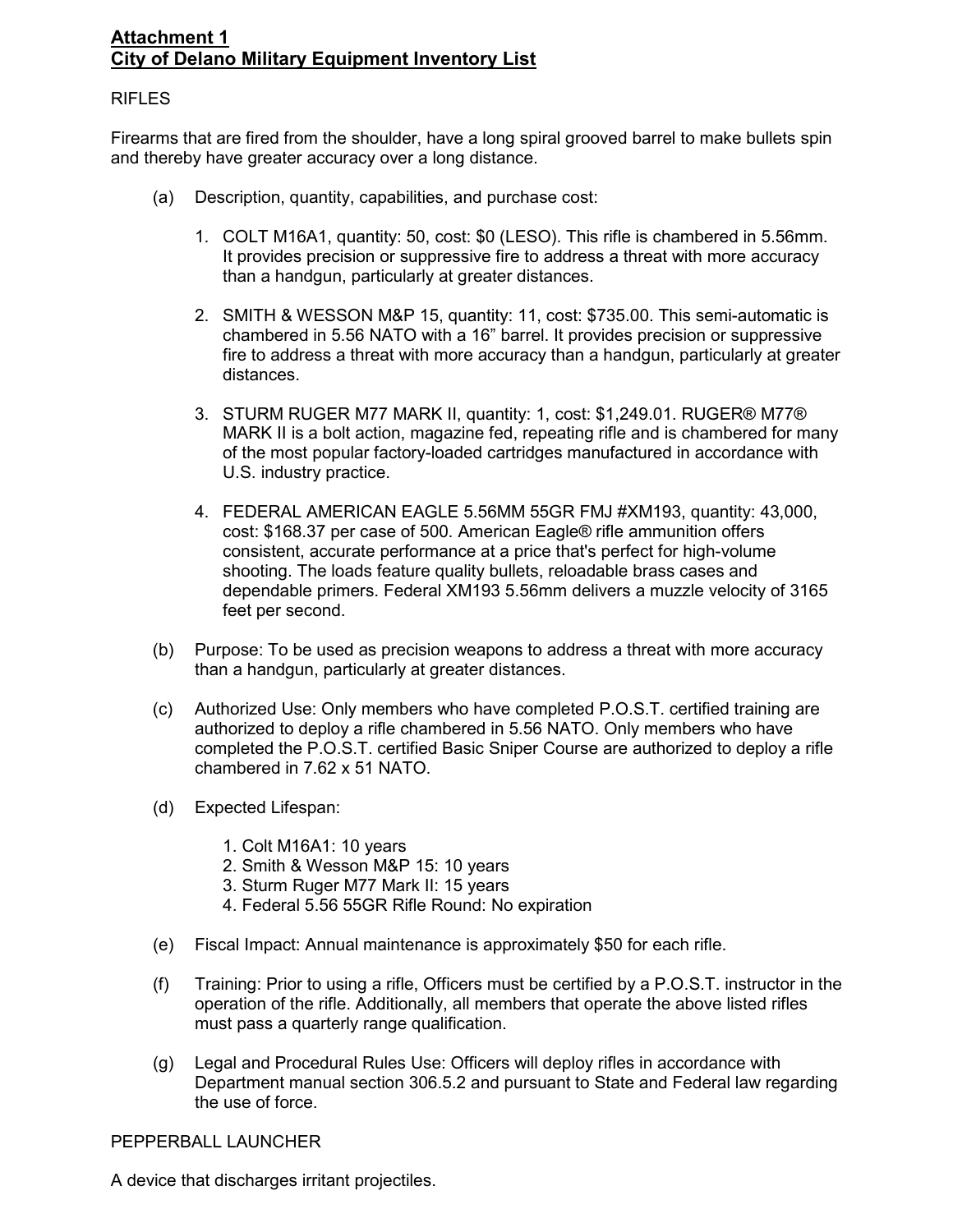**Attachment 1**
**City of Delano Military Equipment Inventory List**

RIFLES

Firearms that are fired from the shoulder, have a long spiral grooved barrel to make bullets spin and thereby have greater accuracy over a long distance.

(a) Description, quantity, capabilities, and purchase cost:

1. COLT M16A1, quantity: 50, cost: $0 (LESO). This rifle is chambered in 5.56mm. It provides precision or suppressive fire to address a threat with more accuracy than a handgun, particularly at greater distances.

2. SMITH & WESSON M&P 15, quantity: 11, cost: $735.00. This semi-automatic is chambered in 5.56 NATO with a 16” barrel. It provides precision or suppressive fire to address a threat with more accuracy than a handgun, particularly at greater distances.

3. STURM RUGER M77 MARK II, quantity: 1, cost: $1,249.01. RUGER® M77® MARK II is a bolt action, magazine fed, repeating rifle and is chambered for many of the most popular factory-loaded cartridges manufactured in accordance with U.S. industry practice.

4. FEDERAL AMERICAN EAGLE 5.56MM 55GR FMJ #XM193, quantity: 43,000, cost: $168.37 per case of 500. American Eagle® rifle ammunition offers consistent, accurate performance at a price that's perfect for high-volume shooting. The loads feature quality bullets, reloadable brass cases and dependable primers. Federal XM193 5.56mm delivers a muzzle velocity of 3165 feet per second.

(b) Purpose: To be used as precision weapons to address a threat with more accuracy than a handgun, particularly at greater distances.

(c) Authorized Use: Only members who have completed P.O.S.T. certified training are authorized to deploy a rifle chambered in 5.56 NATO. Only members who have completed the P.O.S.T. certified Basic Sniper Course are authorized to deploy a rifle chambered in 7.62 x 51 NATO.

(d) Expected Lifespan:

1. Colt M16A1: 10 years
2. Smith & Wesson M&P 15: 10 years
3. Sturm Ruger M77 Mark II: 15 years
4. Federal 5.56 55GR Rifle Round: No expiration

(e) Fiscal Impact: Annual maintenance is approximately $50 for each rifle.

(f) Training: Prior to using a rifle, Officers must be certified by a P.O.S.T. instructor in the operation of the rifle. Additionally, all members that operate the above listed rifles must pass a quarterly range qualification.

(g) Legal and Procedural Rules Use: Officers will deploy rifles in accordance with Department manual section 306.5.2 and pursuant to State and Federal law regarding the use of force.

PEPPERBALL LAUNCHER

A device that discharges irritant projectiles.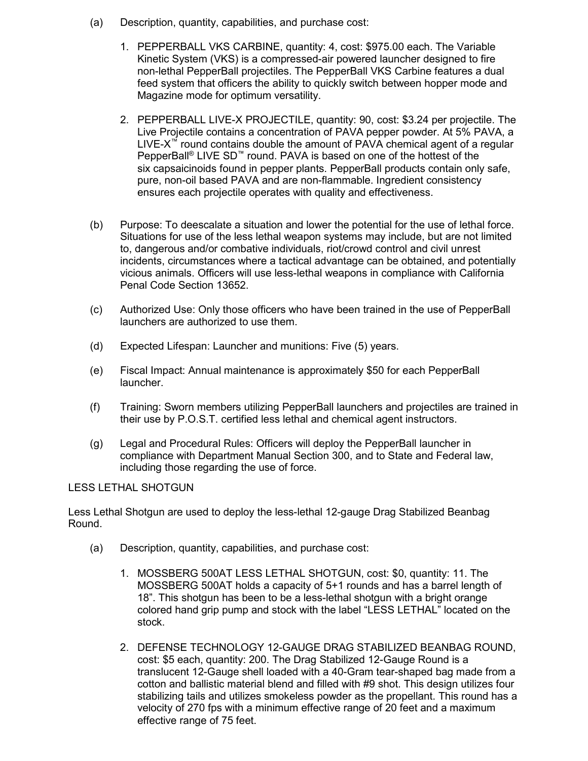(a) Description, quantity, capabilities, and purchase cost:

1. PEPPERBALL VKS CARBINE, quantity: 4, cost: $975.00 each. The Variable Kinetic System (VKS) is a compressed-air powered launcher designed to fire non-lethal PepperBall projectiles. The PepperBall VKS Carbine features a dual feed system that officers the ability to quickly switch between hopper mode and Magazine mode for optimum versatility.

2. PEPPERBALL LIVE-X PROJECTILE, quantity: 90, cost: $3.24 per projectile. The Live Projectile contains a concentration of PAVA pepper powder. At 5% PAVA, a LIVE-X™ round contains double the amount of PAVA chemical agent of a regular PepperBall® LIVE SD™ round. PAVA is based on one of the hottest of the six capsaicinoids found in pepper plants. PepperBall products contain only safe, pure, non-oil based PAVA and are non-flammable. Ingredient consistency ensures each projectile operates with quality and effectiveness.

(b) Purpose: To deescalate a situation and lower the potential for the use of lethal force. Situations for use of the less lethal weapon systems may include, but are not limited to, dangerous and/or combative individuals, riot/crowd control and civil unrest incidents, circumstances where a tactical advantage can be obtained, and potentially vicious animals. Officers will use less-lethal weapons in compliance with California Penal Code Section 13652.

(c) Authorized Use: Only those officers who have been trained in the use of PepperBall launchers are authorized to use them.

(d) Expected Lifespan: Launcher and munitions: Five (5) years.

(e) Fiscal Impact: Annual maintenance is approximately $50 for each PepperBall launcher.

(f) Training: Sworn members utilizing PepperBall launchers and projectiles are trained in their use by P.O.S.T. certified less lethal and chemical agent instructors.

(g) Legal and Procedural Rules: Officers will deploy the PepperBall launcher in compliance with Department Manual Section 300, and to State and Federal law, including those regarding the use of force.

LESS LETHAL SHOTGUN

Less Lethal Shotgun are used to deploy the less-lethal 12-gauge Drag Stabilized Beanbag Round.

(a) Description, quantity, capabilities, and purchase cost:

1. MOSSBERG 500AT LESS LETHAL SHOTGUN, cost: $0, quantity: 11. The MOSSBERG 500AT holds a capacity of 5+1 rounds and has a barrel length of 18". This shotgun has been to be a less-lethal shotgun with a bright orange colored hand grip pump and stock with the label "LESS LETHAL" located on the stock.

2. DEFENSE TECHNOLOGY 12-GAUGE DRAG STABILIZED BEANBAG ROUND, cost: $5 each, quantity: 200. The Drag Stabilized 12-Gauge Round is a translucent 12-Gauge shell loaded with a 40-Gram tear-shaped bag made from a cotton and ballistic material blend and filled with #9 shot. This design utilizes four stabilizing tails and utilizes smokeless powder as the propellant. This round has a velocity of 270 fps with a minimum effective range of 20 feet and a maximum effective range of 75 feet.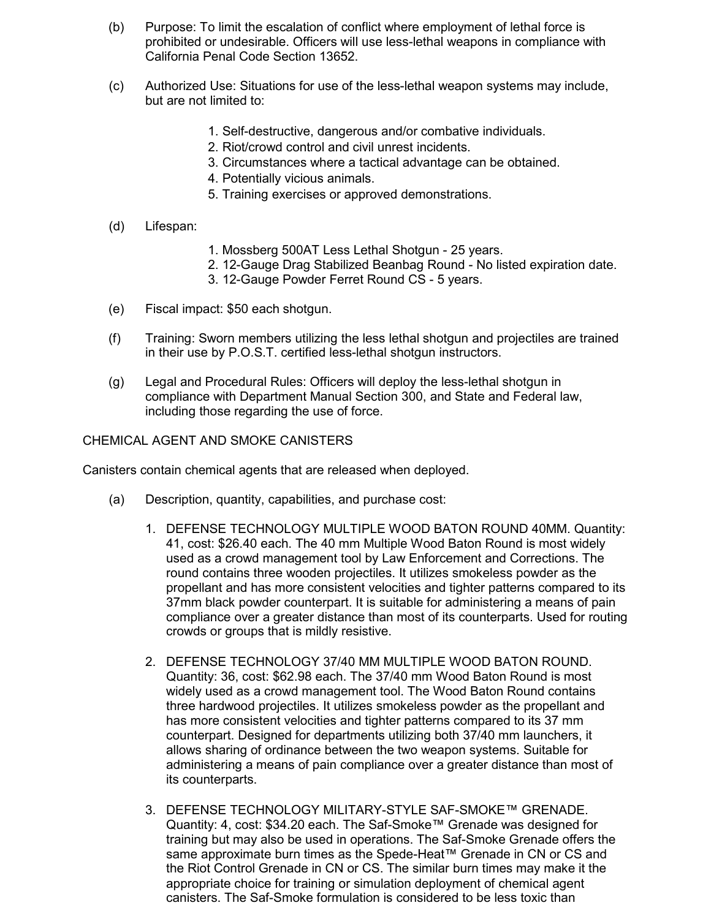(b) Purpose: To limit the escalation of conflict where employment of lethal force is prohibited or undesirable. Officers will use less-lethal weapons in compliance with California Penal Code Section 13652.

(c) Authorized Use: Situations for use of the less-lethal weapon systems may include, but are not limited to:

1. Self-destructive, dangerous and/or combative individuals.
2. Riot/crowd control and civil unrest incidents.
3. Circumstances where a tactical advantage can be obtained.
4. Potentially vicious animals.
5. Training exercises or approved demonstrations.

(d) Lifespan:

1. Mossberg 500AT Less Lethal Shotgun - 25 years.
2. 12-Gauge Drag Stabilized Beanbag Round - No listed expiration date.
3. 12-Gauge Powder Ferret Round CS - 5 years.

(e) Fiscal impact: $50 each shotgun.

(f) Training: Sworn members utilizing the less lethal shotgun and projectiles are trained in their use by P.O.S.T. certified less-lethal shotgun instructors.

(g) Legal and Procedural Rules: Officers will deploy the less-lethal shotgun in compliance with Department Manual Section 300, and State and Federal law, including those regarding the use of force.

CHEMICAL AGENT AND SMOKE CANISTERS

Canisters contain chemical agents that are released when deployed.

(a) Description, quantity, capabilities, and purchase cost:

1. DEFENSE TECHNOLOGY MULTIPLE WOOD BATON ROUND 40MM. Quantity: 41, cost: $26.40 each. The 40 mm Multiple Wood Baton Round is most widely used as a crowd management tool by Law Enforcement and Corrections. The round contains three wooden projectiles. It utilizes smokeless powder as the propellant and has more consistent velocities and tighter patterns compared to its 37mm black powder counterpart. It is suitable for administering a means of pain compliance over a greater distance than most of its counterparts. Used for routing crowds or groups that is mildly resistive.

2. DEFENSE TECHNOLOGY 37/40 MM MULTIPLE WOOD BATON ROUND. Quantity: 36, cost: $62.98 each. The 37/40 mm Wood Baton Round is most widely used as a crowd management tool. The Wood Baton Round contains three hardwood projectiles. It utilizes smokeless powder as the propellant and has more consistent velocities and tighter patterns compared to its 37 mm counterpart. Designed for departments utilizing both 37/40 mm launchers, it allows sharing of ordinance between the two weapon systems. Suitable for administering a means of pain compliance over a greater distance than most of its counterparts.

3. DEFENSE TECHNOLOGY MILITARY-STYLE SAF-SMOKE™ GRENADE. Quantity: 4, cost: $34.20 each. The Saf-Smoke™ Grenade was designed for training but may also be used in operations. The Saf-Smoke Grenade offers the same approximate burn times as the Spede-Heat™ Grenade in CN or CS and the Riot Control Grenade in CN or CS. The similar burn times may make it the appropriate choice for training or simulation deployment of chemical agent canisters. The Saf-Smoke formulation is considered to be less toxic than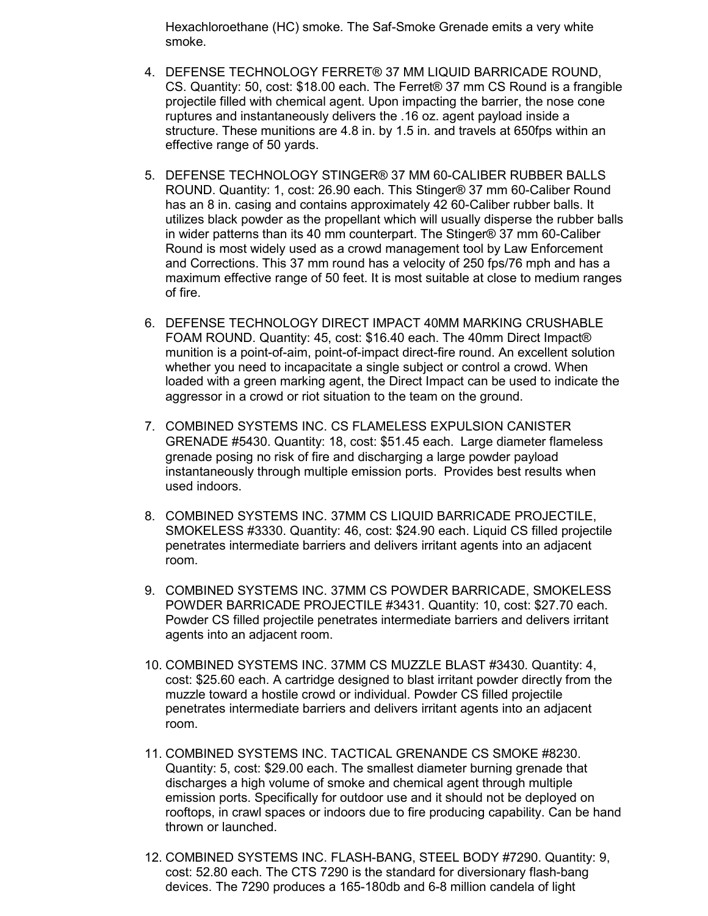Hexachloroethane (HC) smoke. The Saf-Smoke Grenade emits a very white smoke.

4. DEFENSE TECHNOLOGY FERRET® 37 MM LIQUID BARRICADE ROUND, CS. Quantity: 50, cost: $18.00 each. The Ferret® 37 mm CS Round is a frangible projectile filled with chemical agent. Upon impacting the barrier, the nose cone ruptures and instantaneously delivers the .16 oz. agent payload inside a structure. These munitions are 4.8 in. by 1.5 in. and travels at 650fps within an effective range of 50 yards.

5. DEFENSE TECHNOLOGY STINGER® 37 MM 60-CALIBER RUBBER BALLS ROUND. Quantity: 1, cost: 26.90 each. This Stinger® 37 mm 60-Caliber Round has an 8 in. casing and contains approximately 42 60-Caliber rubber balls. It utilizes black powder as the propellant which will usually disperse the rubber balls in wider patterns than its 40 mm counterpart. The Stinger® 37 mm 60-Caliber Round is most widely used as a crowd management tool by Law Enforcement and Corrections. This 37 mm round has a velocity of 250 fps/76 mph and has a maximum effective range of 50 feet. It is most suitable at close to medium ranges of fire.

6. DEFENSE TECHNOLOGY DIRECT IMPACT 40MM MARKING CRUSHABLE FOAM ROUND. Quantity: 45, cost: $16.40 each. The 40mm Direct Impact® munition is a point-of-aim, point-of-impact direct-fire round. An excellent solution whether you need to incapacitate a single subject or control a crowd. When loaded with a green marking agent, the Direct Impact can be used to indicate the aggressor in a crowd or riot situation to the team on the ground.

7. COMBINED SYSTEMS INC. CS FLAMELESS EXPULSION CANISTER GRENADE #5430. Quantity: 18, cost: $51.45 each. Large diameter flameless grenade posing no risk of fire and discharging a large powder payload instantaneously through multiple emission ports. Provides best results when used indoors.

8. COMBINED SYSTEMS INC. 37MM CS LIQUID BARRICADE PROJECTILE, SMOKELESS #3330. Quantity: 46, cost: $24.90 each. Liquid CS filled projectile penetrates intermediate barriers and delivers irritant agents into an adjacent room.

9. COMBINED SYSTEMS INC. 37MM CS POWDER BARRICADE, SMOKELESS POWDER BARRICADE PROJECTILE #3431. Quantity: 10, cost: $27.70 each. Powder CS filled projectile penetrates intermediate barriers and delivers irritant agents into an adjacent room.

10. COMBINED SYSTEMS INC. 37MM CS MUZZLE BLAST #3430. Quantity: 4, cost: $25.60 each. A cartridge designed to blast irritant powder directly from the muzzle toward a hostile crowd or individual. Powder CS filled projectile penetrates intermediate barriers and delivers irritant agents into an adjacent room.

11. COMBINED SYSTEMS INC. TACTICAL GRENANDE CS SMOKE #8230. Quantity: 5, cost: $29.00 each. The smallest diameter burning grenade that discharges a high volume of smoke and chemical agent through multiple emission ports. Specifically for outdoor use and it should not be deployed on rooftops, in crawl spaces or indoors due to fire producing capability. Can be hand thrown or launched.

12. COMBINED SYSTEMS INC. FLASH-BANG, STEEL BODY #7290. Quantity: 9, cost: 52.80 each. The CTS 7290 is the standard for diversionary flash-bang devices. The 7290 produces a 165-180db and 6-8 million candela of light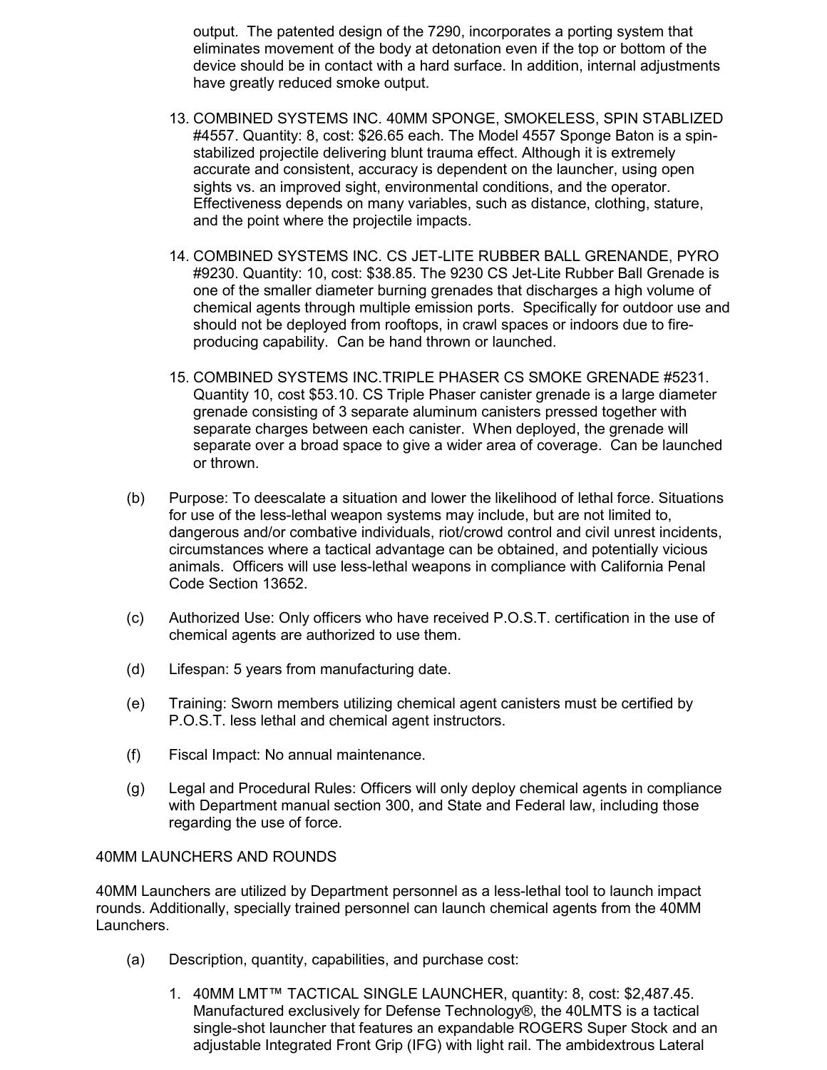output. The patented design of the 7290, incorporates a porting system that eliminates movement of the body at detonation even if the top or bottom of the device should be in contact with a hard surface. In addition, internal adjustments have greatly reduced smoke output.

13. COMBINED SYSTEMS INC. 40MM SPONGE, SMOKELESS, SPIN STABLIZED #4557. Quantity: 8, cost: $26.65 each. The Model 4557 Sponge Baton is a spin-stabilized projectile delivering blunt trauma effect. Although it is extremely accurate and consistent, accuracy is dependent on the launcher, using open sights vs. an improved sight, environmental conditions, and the operator. Effectiveness depends on many variables, such as distance, clothing, stature, and the point where the projectile impacts.

14. COMBINED SYSTEMS INC. CS JET-LITE RUBBER BALL GRENANDE, PYRO #9230. Quantity: 10, cost: $38.85. The 9230 CS Jet-Lite Rubber Ball Grenade is one of the smaller diameter burning grenades that discharges a high volume of chemical agents through multiple emission ports. Specifically for outdoor use and should not be deployed from rooftops, in crawl spaces or indoors due to fire-producing capability. Can be hand thrown or launched.

15. COMBINED SYSTEMS INC.TRIPLE PHASER CS SMOKE GRENADE #5231. Quantity 10, cost $53.10. CS Triple Phaser canister grenade is a large diameter grenade consisting of 3 separate aluminum canisters pressed together with separate charges between each canister. When deployed, the grenade will separate over a broad space to give a wider area of coverage. Can be launched or thrown.

(b) Purpose: To deescalate a situation and lower the likelihood of lethal force. Situations for use of the less-lethal weapon systems may include, but are not limited to, dangerous and/or combative individuals, riot/crowd control and civil unrest incidents, circumstances where a tactical advantage can be obtained, and potentially vicious animals. Officers will use less-lethal weapons in compliance with California Penal Code Section 13652.

(c) Authorized Use: Only officers who have received P.O.S.T. certification in the use of chemical agents are authorized to use them.

(d) Lifespan: 5 years from manufacturing date.

(e) Training: Sworn members utilizing chemical agent canisters must be certified by P.O.S.T. less lethal and chemical agent instructors.

(f) Fiscal Impact: No annual maintenance.

(g) Legal and Procedural Rules: Officers will only deploy chemical agents in compliance with Department manual section 300, and State and Federal law, including those regarding the use of force.

40MM LAUNCHERS AND ROUNDS

40MM Launchers are utilized by Department personnel as a less-lethal tool to launch impact rounds. Additionally, specially trained personnel can launch chemical agents from the 40MM Launchers.

(a) Description, quantity, capabilities, and purchase cost:

1. 40MM LMT™ TACTICAL SINGLE LAUNCHER, quantity: 8, cost: $2,487.45. Manufactured exclusively for Defense Technology®, the 40LMTS is a tactical single-shot launcher that features an expandable ROGERS Super Stock and an adjustable Integrated Front Grip (IFG) with light rail. The ambidextrous Lateral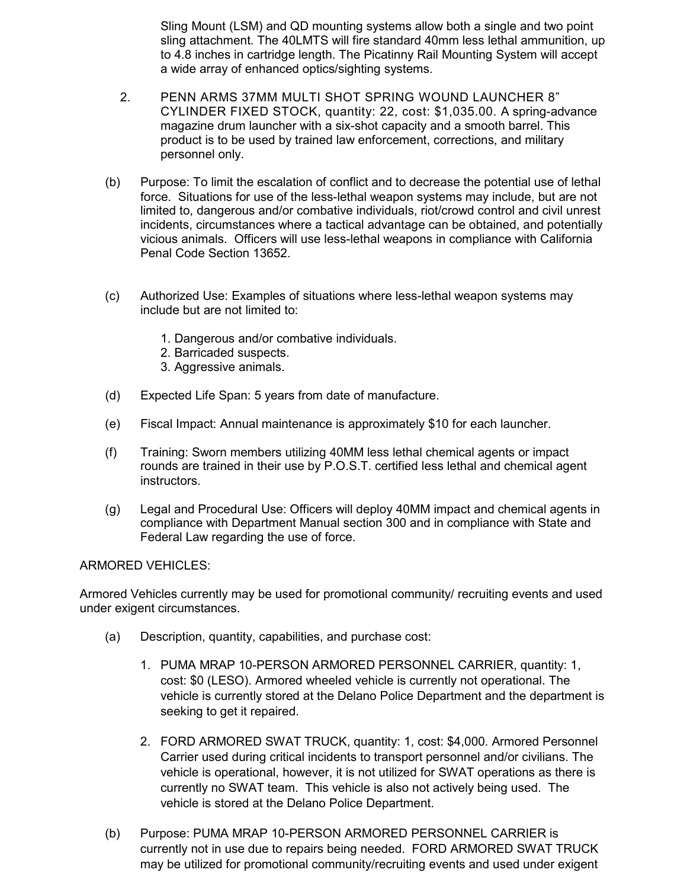Sling Mount (LSM) and QD mounting systems allow both a single and two point sling attachment. The 40LMTS will fire standard 40mm less lethal ammunition, up to 4.8 inches in cartridge length. The Picatinny Rail Mounting System will accept a wide array of enhanced optics/sighting systems.

2. PENN ARMS 37MM MULTI SHOT SPRING WOUND LAUNCHER 8" CYLINDER FIXED STOCK, quantity: 22, cost: $1,035.00. A spring-advance magazine drum launcher with a six-shot capacity and a smooth barrel. This product is to be used by trained law enforcement, corrections, and military personnel only.

(b) Purpose: To limit the escalation of conflict and to decrease the potential use of lethal force. Situations for use of the less-lethal weapon systems may include, but are not limited to, dangerous and/or combative individuals, riot/crowd control and civil unrest incidents, circumstances where a tactical advantage can be obtained, and potentially vicious animals. Officers will use less-lethal weapons in compliance with California Penal Code Section 13652.

(c) Authorized Use: Examples of situations where less-lethal weapon systems may include but are not limited to:

1. Dangerous and/or combative individuals.
2. Barricaded suspects.
3. Aggressive animals.

(d) Expected Life Span: 5 years from date of manufacture.

(e) Fiscal Impact: Annual maintenance is approximately $10 for each launcher.

(f) Training: Sworn members utilizing 40MM less lethal chemical agents or impact rounds are trained in their use by P.O.S.T. certified less lethal and chemical agent instructors.

(g) Legal and Procedural Use: Officers will deploy 40MM impact and chemical agents in compliance with Department Manual section 300 and in compliance with State and Federal Law regarding the use of force.

ARMORED VEHICLES:

Armored Vehicles currently may be used for promotional community/ recruiting events and used under exigent circumstances.

(a) Description, quantity, capabilities, and purchase cost:

1. PUMA MRAP 10-PERSON ARMORED PERSONNEL CARRIER, quantity: 1, cost: $0 (LESO). Armored wheeled vehicle is currently not operational. The vehicle is currently stored at the Delano Police Department and the department is seeking to get it repaired.

2. FORD ARMORED SWAT TRUCK, quantity: 1, cost: $4,000. Armored Personnel Carrier used during critical incidents to transport personnel and/or civilians. The vehicle is operational, however, it is not utilized for SWAT operations as there is currently no SWAT team. This vehicle is also not actively being used. The vehicle is stored at the Delano Police Department.

(b) Purpose: PUMA MRAP 10-PERSON ARMORED PERSONNEL CARRIER is currently not in use due to repairs being needed. FORD ARMORED SWAT TRUCK may be utilized for promotional community/recruiting events and used under exigent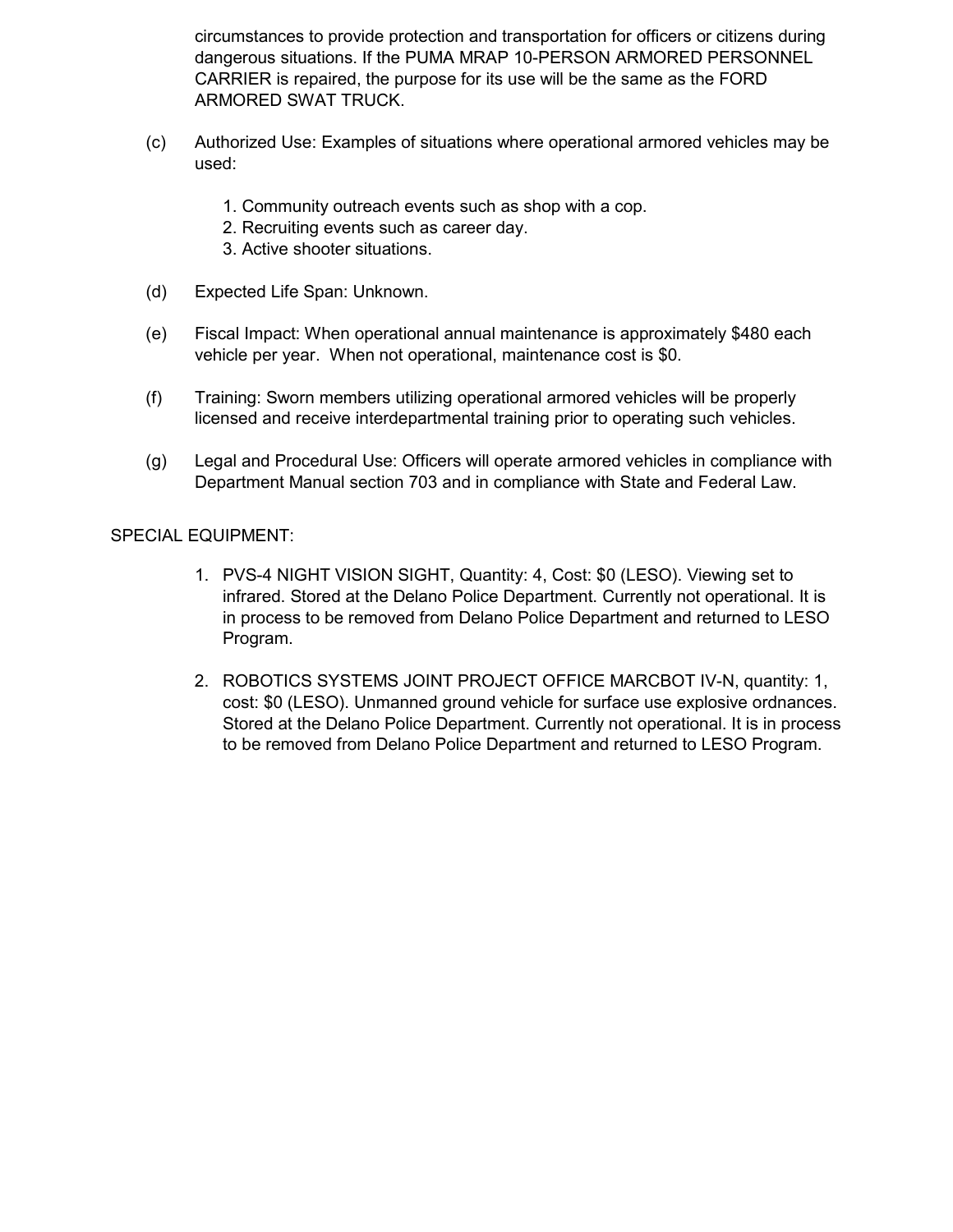circumstances to provide protection and transportation for officers or citizens during dangerous situations. If the PUMA MRAP 10-PERSON ARMORED PERSONNEL CARRIER is repaired, the purpose for its use will be the same as the FORD ARMORED SWAT TRUCK.

(c) Authorized Use: Examples of situations where operational armored vehicles may be used:

1. Community outreach events such as shop with a cop.
2. Recruiting events such as career day.
3. Active shooter situations.

(d) Expected Life Span: Unknown.

(e) Fiscal Impact: When operational annual maintenance is approximately $480 each vehicle per year. When not operational, maintenance cost is $0.

(f) Training: Sworn members utilizing operational armored vehicles will be properly licensed and receive interdepartmental training prior to operating such vehicles.

(g) Legal and Procedural Use: Officers will operate armored vehicles in compliance with Department Manual section 703 and in compliance with State and Federal Law.

SPECIAL EQUIPMENT:

1. PVS-4 NIGHT VISION SIGHT, Quantity: 4, Cost: $0 (LESO). Viewing set to infrared. Stored at the Delano Police Department. Currently not operational. It is in process to be removed from Delano Police Department and returned to LESO Program.

2. ROBOTICS SYSTEMS JOINT PROJECT OFFICE MARCBOT IV-N, quantity: 1, cost: $0 (LESO). Unmanned ground vehicle for surface use explosive ordnances. Stored at the Delano Police Department. Currently not operational. It is in process to be removed from Delano Police Department and returned to LESO Program.